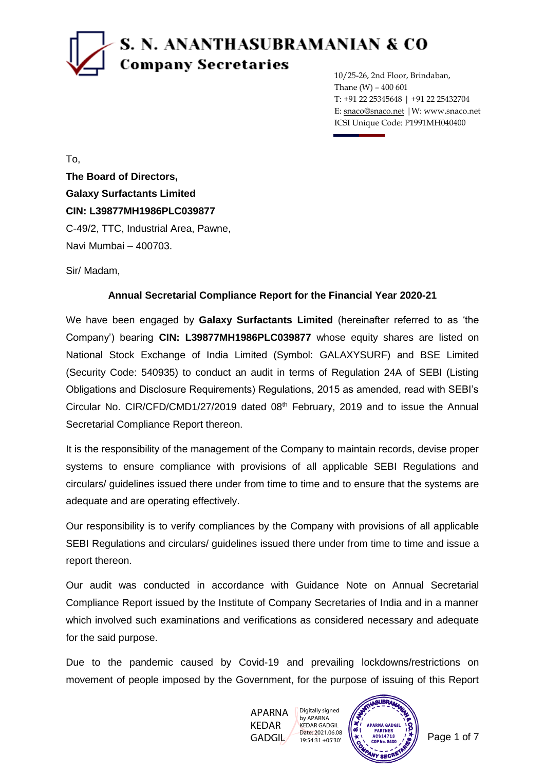# S. N. ANANTHASUBRAMANIAN & CO
**Company Secretaries**

10/25-26, 2nd Floor, Brindaban,
Thane (W) – 400 601
T: +91 22 25345648 | +91 22 25432704
E: snaco@snaco.net | W: www.snaco.net
ICSI Unique Code: P1991MH040400

To,

**The Board of Directors,**
**Galaxy Surfactants Limited**
**CIN: L39877MH1986PLC039877**
C-49/2, TTC, Industrial Area, Pawne,
Navi Mumbai – 400703.

Sir/ Madam,

**Annual Secretarial Compliance Report for the Financial Year 2020-21**

We have been engaged by **Galaxy Surfactants Limited** (hereinafter referred to as 'the Company') bearing **CIN: L39877MH1986PLC039877** whose equity shares are listed on National Stock Exchange of India Limited (Symbol: GALAXYSURF) and BSE Limited (Security Code: 540935) to conduct an audit in terms of Regulation 24A of SEBI (Listing Obligations and Disclosure Requirements) Regulations, 2015 as amended, read with SEBI's Circular No. CIR/CFD/CMD1/27/2019 dated 08th February, 2019 and to issue the Annual Secretarial Compliance Report thereon.

It is the responsibility of the management of the Company to maintain records, devise proper systems to ensure compliance with provisions of all applicable SEBI Regulations and circulars/ guidelines issued there under from time to time and to ensure that the systems are adequate and are operating effectively.

Our responsibility is to verify compliances by the Company with provisions of all applicable SEBI Regulations and circulars/ guidelines issued there under from time to time and issue a report thereon.

Our audit was conducted in accordance with Guidance Note on Annual Secretarial Compliance Report issued by the Institute of Company Secretaries of India and in a manner which involved such examinations and verifications as considered necessary and adequate for the said purpose.

Due to the pandemic caused by Covid-19 and prevailing lockdowns/restrictions on movement of people imposed by the Government, for the purpose of issuing of this Report

APARNA KEDAR GADGIL Digitally signed by APARNA KEDAR GADGIL Date: 2021.06.08 19:54:31 +05'30'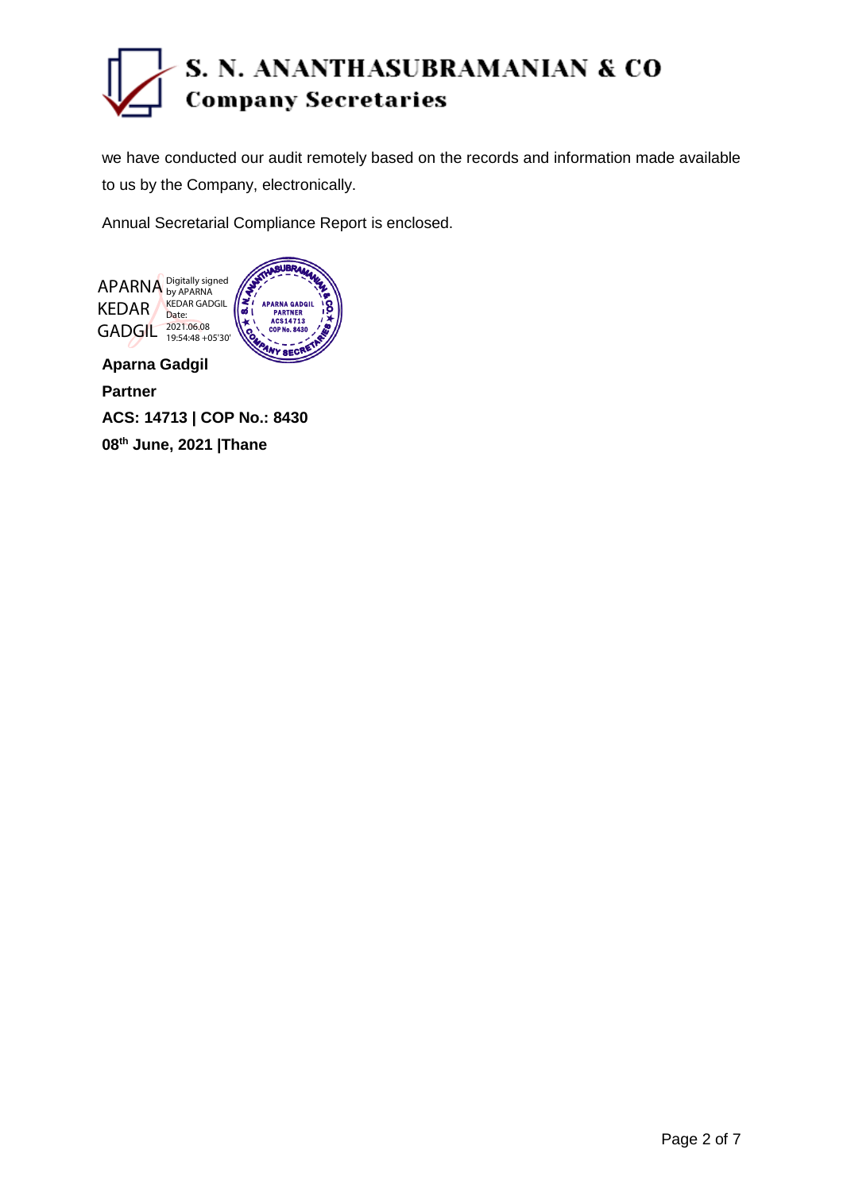we have conducted our audit remotely based on the records and information made available to us by the Company, electronically.

Annual Secretarial Compliance Report is enclosed.

APARNA KEDAR GADGIL Digitally signed by APARNA KEDAR GADGIL Date: 2021.06.08 19:54:48 +05'30'

**Aparna Gadgil**

**Partner**

**ACS: 14713 | COP No.: 8430**

**08th June, 2021 |Thane**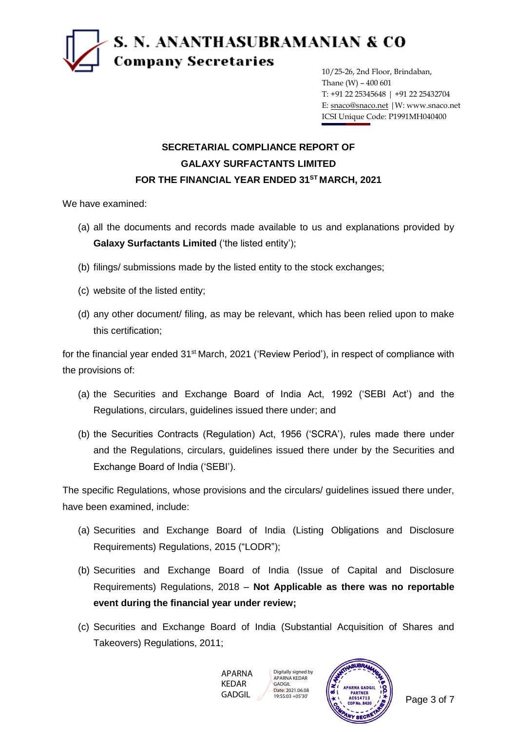# S. N. ANANTHASUBRAMANIAN & CO
## Company Secretaries

10/25-26, 2nd Floor, Brindaban,
Thane (W) – 400 601
T: +91 22 25345648 | +91 22 25432704
E: snaco@snaco.net | W: www.snaco.net
ICSI Unique Code: P1991MH040400

## SECRETARIAL COMPLIANCE REPORT OF GALAXY SURFACTANTS LIMITED FOR THE FINANCIAL YEAR ENDED 31ST MARCH, 2021

We have examined:

(a) all the documents and records made available to us and explanations provided by **Galaxy Surfactants Limited** ('the listed entity');

(b) filings/ submissions made by the listed entity to the stock exchanges;

(c) website of the listed entity;

(d) any other document/ filing, as may be relevant, which has been relied upon to make this certification;

for the financial year ended 31st March, 2021 ('Review Period'), in respect of compliance with the provisions of:

(a) the Securities and Exchange Board of India Act, 1992 ('SEBI Act') and the Regulations, circulars, guidelines issued there under; and

(b) the Securities Contracts (Regulation) Act, 1956 ('SCRA'), rules made there under and the Regulations, circulars, guidelines issued there under by the Securities and Exchange Board of India ('SEBI').

The specific Regulations, whose provisions and the circulars/ guidelines issued there under, have been examined, include:

(a) Securities and Exchange Board of India (Listing Obligations and Disclosure Requirements) Regulations, 2015 ("LODR");

(b) Securities and Exchange Board of India (Issue of Capital and Disclosure Requirements) Regulations, 2018 – **Not Applicable as there was no reportable event during the financial year under review;**

(c) Securities and Exchange Board of India (Substantial Acquisition of Shares and Takeovers) Regulations, 2011;

APARNA KEDAR GADGIL

Digitally signed by APARNA KEDAR GADGIL
Date: 2021.06.08 19:55:03 +05'30'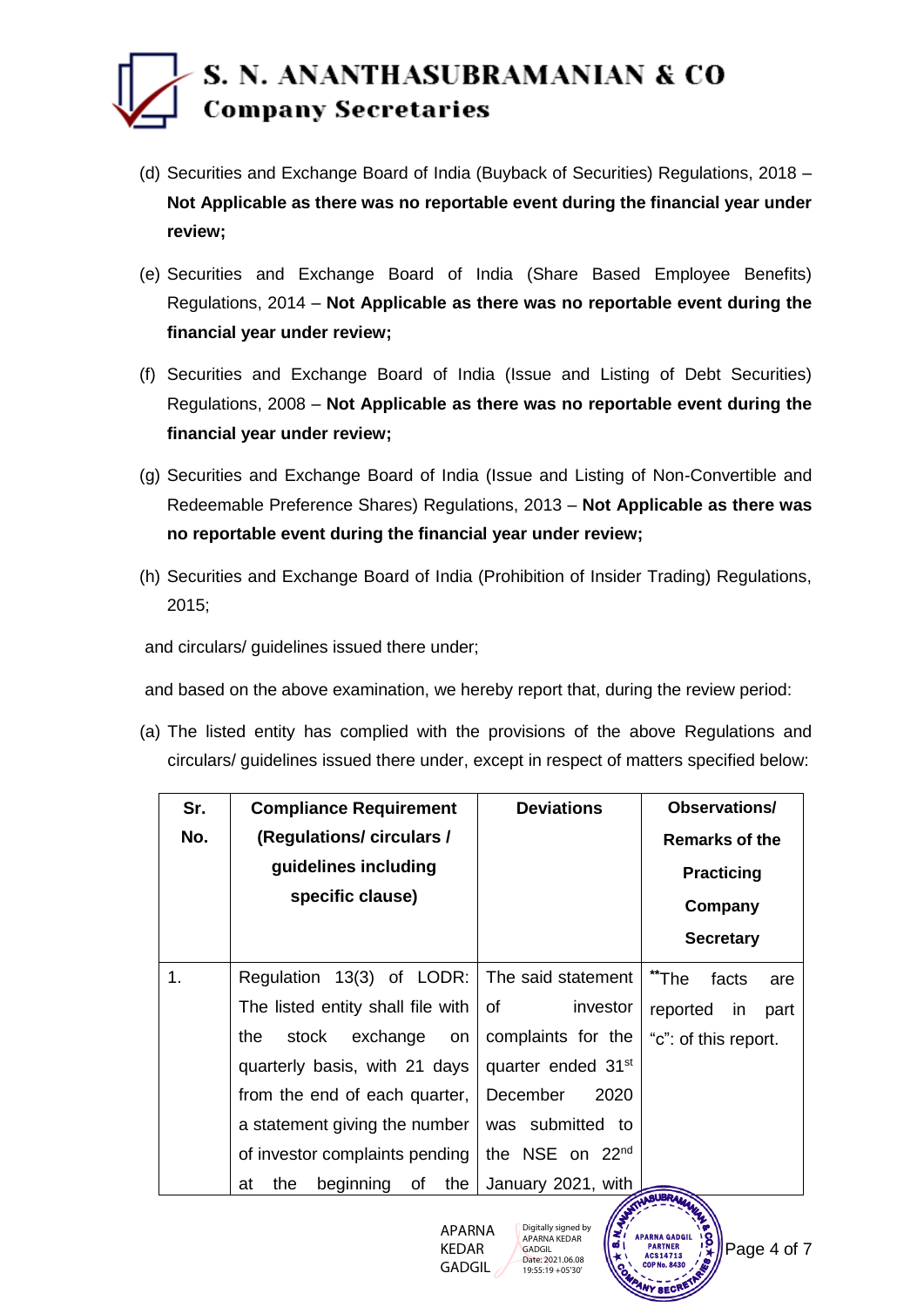(d) Securities and Exchange Board of India (Buyback of Securities) Regulations, 2018 – **Not Applicable as there was no reportable event during the financial year under review;**

(e) Securities and Exchange Board of India (Share Based Employee Benefits) Regulations, 2014 – **Not Applicable as there was no reportable event during the financial year under review;**

(f) Securities and Exchange Board of India (Issue and Listing of Debt Securities) Regulations, 2008 – **Not Applicable as there was no reportable event during the financial year under review;**

(g) Securities and Exchange Board of India (Issue and Listing of Non-Convertible and Redeemable Preference Shares) Regulations, 2013 – **Not Applicable as there was no reportable event during the financial year under review;**

(h) Securities and Exchange Board of India (Prohibition of Insider Trading) Regulations, 2015;

and circulars/ guidelines issued there under;

and based on the above examination, we hereby report that, during the review period:

(a) The listed entity has complied with the provisions of the above Regulations and circulars/ guidelines issued there under, except in respect of matters specified below:

| Sr. No. | Compliance Requirement (Regulations/ circulars / guidelines including specific clause) | Deviations | Observations/ Remarks of the Practicing Company Secretary |
|---|---|---|---|
| 1. | Regulation 13(3) of LODR: The listed entity shall file with the stock exchange on quarterly basis, with 21 days from the end of each quarter, a statement giving the number of investor complaints pending at the beginning of the | The said statement of investor complaints for the quarter ended 31st December 2020 was submitted to the NSE on 22nd January 2021, with | **The facts are reported in part "c": of this report. |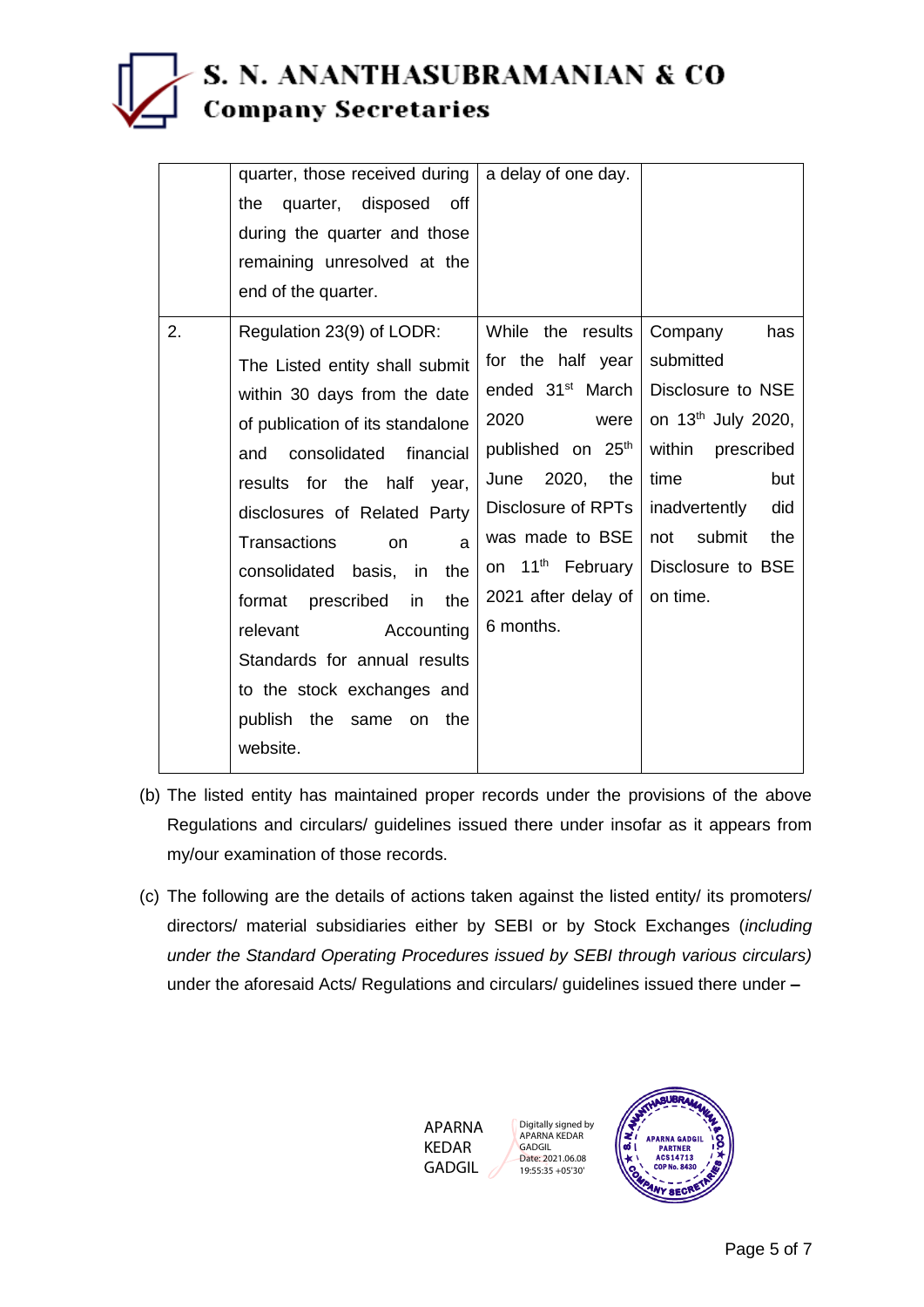| | | | |
|---|---|---|---|
| | quarter, those received during the quarter, disposed off during the quarter and those remaining unresolved at the end of the quarter. | a delay of one day. | |
| 2. | Regulation 23(9) of LODR: The Listed entity shall submit within 30 days from the date of publication of its standalone and consolidated financial results for the half year, disclosures of Related Party Transactions on a consolidated basis, in the format prescribed in the relevant Accounting Standards for annual results to the stock exchanges and publish the same on the website. | While the results for the half year ended 31st March 2020 were published on 25th June 2020, the Disclosure of RPTs was made to BSE on 11th February 2021 after delay of 6 months. | Company has submitted Disclosure to NSE on 13th July 2020, within prescribed time but inadvertently did not submit the Disclosure to BSE on time. |

(b) The listed entity has maintained proper records under the provisions of the above Regulations and circulars/ guidelines issued there under insofar as it appears from my/our examination of those records.

(c) The following are the details of actions taken against the listed entity/ its promoters/ directors/ material subsidiaries either by SEBI or by Stock Exchanges (*including under the Standard Operating Procedures issued by SEBI through various circulars)* under the aforesaid Acts/ Regulations and circulars/ guidelines issued there under –

APARNA KEDAR GADGIL

Digitally signed by APARNA KEDAR GADGIL
Date: 2021.06.08 19:55:35 +05'30'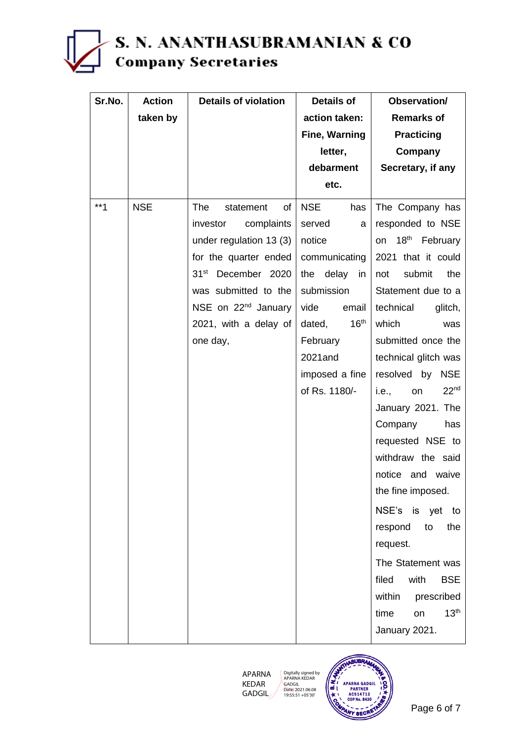| Sr.No. | Action taken by | Details of violation | Details of action taken: Fine, Warning letter, debarment etc. | Observation/ Remarks of Practicing Company Secretary, if any |
|---|---|---|---|---|
| **1 | NSE | The statement of investor complaints under regulation 13 (3) for the quarter ended 31st December 2020 was submitted to the NSE on 22nd January 2021, with a delay of one day, | NSE has served a notice communicating the delay in submission vide email dated, 16th February 2021and imposed a fine of Rs. 1180/- | The Company has responded to NSE on 18th February 2021 that it could not submit the Statement due to a technical glitch, which was submitted once the technical glitch was resolved by NSE i.e., on 22nd January 2021. The Company has requested NSE to withdraw the said notice and waive the fine imposed. NSE's is yet to respond to the request. The Statement was filed with BSE within prescribed time on 13th January 2021. |

APARNA KEDAR GADGIL

Digitally signed by APARNA KEDAR GADGIL
Date: 2021.06.08 19:55:51 +05'30'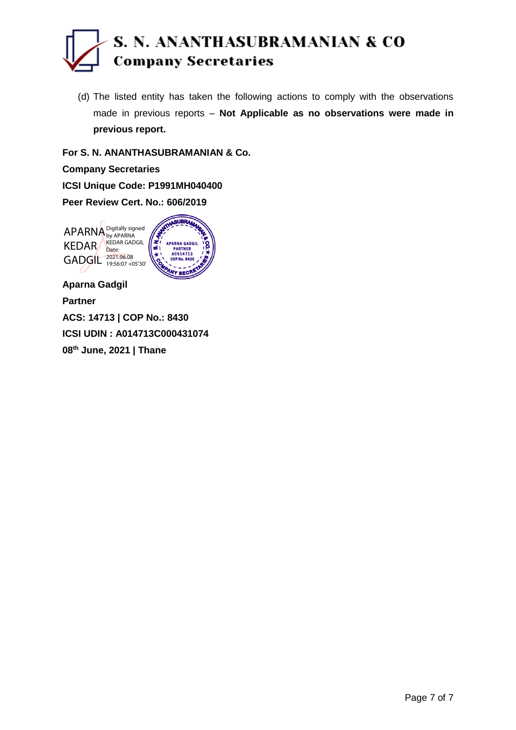(d) The listed entity has taken the following actions to comply with the observations made in previous reports – **Not Applicable as no observations were made in previous report.**

**For S. N. ANANTHASUBRAMANIAN & Co.**

**Company Secretaries**

**ICSI Unique Code: P1991MH040400**

**Peer Review Cert. No.: 606/2019**

APARNA KEDAR GADGIL Digitally signed by APARNA KEDAR GADGIL Date: 2021.06.08 19:56:07 +05'30'

**Aparna Gadgil**

**Partner**

**ACS: 14713 | COP No.: 8430**

**ICSI UDIN : A014713C000431074**

**08th June, 2021 | Thane**